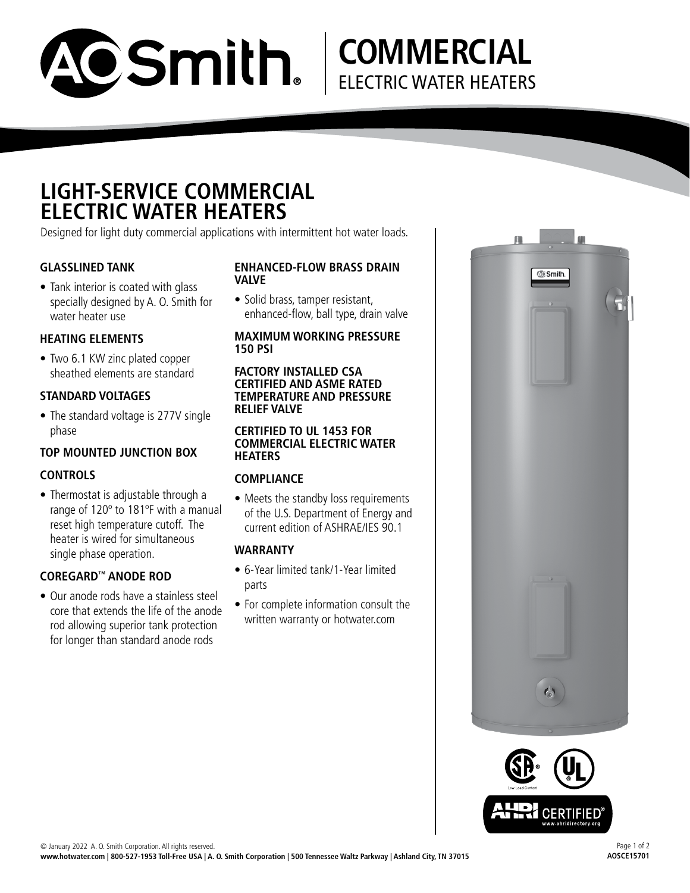# COMMERCIAL

ELECTRIC WATER HEATERS

## LIGHT-SERVICE COMMERCIAL ELECTRIC WATER HEATERS

Designed for light duty commercial applications with intermittent hot water loads.

### GLASSLINED TANK

- Tank interior is coated with glass specially designed by A. O. Smith for water heater use

### HEATING ELEMENTS

- Two 6.1 KW zinc plated copper sheathed elements are standard

### STANDARD VOLTAGES

- The standard voltage is 277V single phase

### TOP MOUNTED JUNCTION BOX

### CONTROLS

- Thermostat is adjustable through a range of 120º to 181ºF with a manual reset high temperature cutoff. The heater is wired for simultaneous single phase operation.

### COREGARD™ ANODE ROD

- Our anode rods have a stainless steel core that extends the life of the anode rod allowing superior tank protection for longer than standard anode rods

### ENHANCED-FLOW BRASS DRAIN VALVE

- Solid brass, tamper resistant, enhanced-flow, ball type, drain valve

### MAXIMUM WORKING PRESSURE 150 PSI

### FACTORY INSTALLED CSA CERTIFIED AND ASME RATED TEMPERATURE AND PRESSURE RELIEF VALVE

### CERTIFIED TO UL 1453 FOR COMMERCIAL ELECTRIC WATER HEATERS

### COMPLIANCE

- Meets the standby loss requirements of the U.S. Department of Energy and current edition of ASHRAE/IES 90.1

### WARRANTY

- 6-Year limited tank/1-Year limited parts
- For complete information consult the written warranty or hotwater.com

© January 2022 A. O. Smith Corporation. All rights reserved.
**www.hotwater.com | 800-527-1953 Toll-Free USA | A. O. Smith Corporation | 500 Tennessee Waltz Parkway | Ashland City, TN 37015**

**AOSCE15701**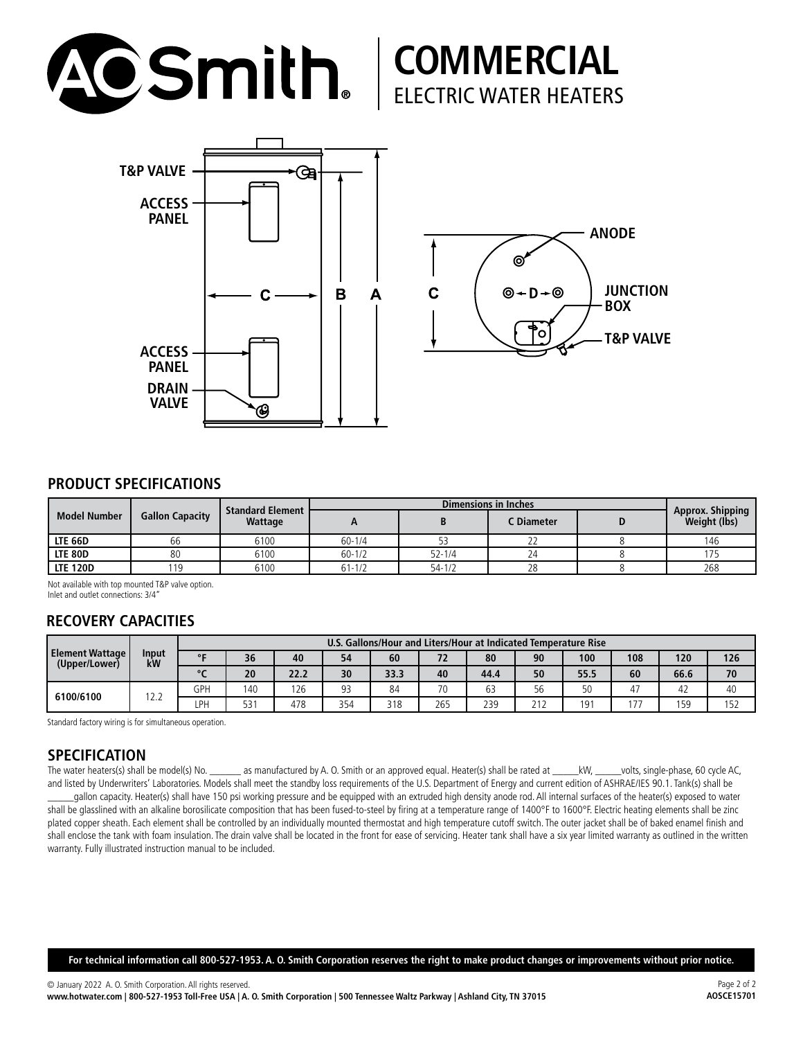# A.O. Smith COMMERCIAL ELECTRIC WATER HEATERS

T&P VALVE
ACCESS PANEL
ACCESS PANEL
DRAIN VALVE
C
B
A
C
D
ANODE
JUNCTION BOX
T&P VALVE

## PRODUCT SPECIFICATIONS

| Model Number | Gallon Capacity | Standard Element Wattage | Dimensions in Inches | | | | Approx. Shipping Weight (lbs) |
|---|---|---|---|---|---|---|---|
| | | | A | B | C Diameter | D | |
| LTE 66D | 66 | 6100 | 60-1/4 | 53 | 22 | 8 | 146 |
| LTE 80D | 80 | 6100 | 60-1/2 | 52-1/4 | 24 | 8 | 175 |
| LTE 120D | 119 | 6100 | 61-1/2 | 54-1/2 | 28 | 8 | 268 |

Not available with top mounted T&P valve option.
Inlet and outlet connections: 3/4"

## RECOVERY CAPACITIES

| Element Wattage (Upper/Lower) | Input kW | U.S. Gallons/Hour and Liters/Hour at Indicated Temperature Rise | | | | | | | | | | | |
|---|---|---|---|---|---|---|---|---|---|---|---|---|---|
| | | °F | 36 | 40 | 54 | 60 | 72 | 80 | 90 | 100 | 108 | 120 | 126 |
| | | °C | 20 | 22.2 | 30 | 33.3 | 40 | 44.4 | 50 | 55.5 | 60 | 66.6 | 70 |
| 6100/6100 | 12.2 | GPH | 140 | 126 | 93 | 84 | 70 | 63 | 56 | 50 | 47 | 42 | 40 |
| | | LPH | 531 | 478 | 354 | 318 | 265 | 239 | 212 | 191 | 177 | 159 | 152 |

Standard factory wiring is for simultaneous operation.

## SPECIFICATION

The water heaters(s) shall be model(s) No. _______ as manufactured by A. O. Smith or an approved equal. Heater(s) shall be rated at ______kW, ______volts, single-phase, 60 cycle AC, and listed by Underwriters' Laboratories. Models shall meet the standby loss requirements of the U.S. Department of Energy and current edition of ASHRAE/IES 90.1. Tank(s) shall be ______gallon capacity. Heater(s) shall have 150 psi working pressure and be equipped with an extruded high density anode rod. All internal surfaces of the heater(s) exposed to water shall be glasslined with an alkaline borosilicate composition that has been fused-to-steel by firing at a temperature range of 1400°F to 1600°F. Electric heating elements shall be zinc plated copper sheath. Each element shall be controlled by an individually mounted thermostat and high temperature cutoff switch. The outer jacket shall be of baked enamel finish and shall enclose the tank with foam insulation. The drain valve shall be located in the front for ease of servicing. Heater tank shall have a six year limited warranty as outlined in the written warranty. Fully illustrated instruction manual to be included.

**For technical information call 800-527-1953. A. O. Smith Corporation reserves the right to make product changes or improvements without prior notice.**

© January 2022 A. O. Smith Corporation. All rights reserved.
**www.hotwater.com | 800-527-1953 Toll-Free USA | A. O. Smith Corporation | 500 Tennessee Waltz Parkway | Ashland City, TN 37015**

AOSCE15701